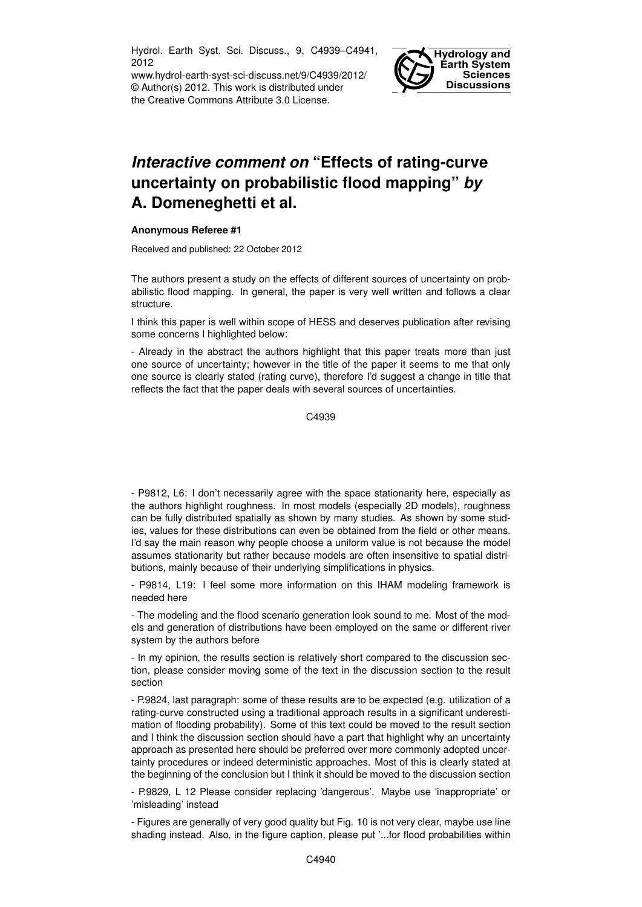# *Interactive comment on* "Effects of rating-curve uncertainty on probabilistic flood mapping" *by* A. Domeneghetti et al.

**Anonymous Referee #1**

Received and published: 22 October 2012

The authors present a study on the effects of different sources of uncertainty on probabilistic flood mapping. In general, the paper is very well written and follows a clear structure.

I think this paper is well within scope of HESS and deserves publication after revising some concerns I highlighted below:

- Already in the abstract the authors highlight that this paper treats more than just one source of uncertainty; however in the title of the paper it seems to me that only one source is clearly stated (rating curve), therefore I'd suggest a change in title that reflects the fact that the paper deals with several sources of uncertainties.

- P9812, L6: I don't necessarily agree with the space stationarity here, especially as the authors highlight roughness. In most models (especially 2D models), roughness can be fully distributed spatially as shown by many studies. As shown by some studies, values for these distributions can even be obtained from the field or other means. I'd say the main reason why people choose a uniform value is not because the model assumes stationarity but rather because models are often insensitive to spatial distributions, mainly because of their underlying simplifications in physics.

- P9814, L19: I feel some more information on this IHAM modeling framework is needed here

- The modeling and the flood scenario generation look sound to me. Most of the models and generation of distributions have been employed on the same or different river system by the authors before

- In my opinion, the results section is relatively short compared to the discussion section, please consider moving some of the text in the discussion section to the result section

- P.9824, last paragraph: some of these results are to be expected (e.g. utilization of a rating-curve constructed using a traditional approach results in a significant underestimation of flooding probability). Some of this text could be moved to the result section and I think the discussion section should have a part that highlight why an uncertainty approach as presented here should be preferred over more commonly adopted uncertainty procedures or indeed deterministic approaches. Most of this is clearly stated at the beginning of the conclusion but I think it should be moved to the discussion section

- P.9829, L 12 Please consider replacing 'dangerous'. Maybe use 'inappropriate' or 'misleading' instead

- Figures are generally of very good quality but Fig. 10 is not very clear, maybe use line shading instead. Also, in the figure caption, please put '...for flood probabilities within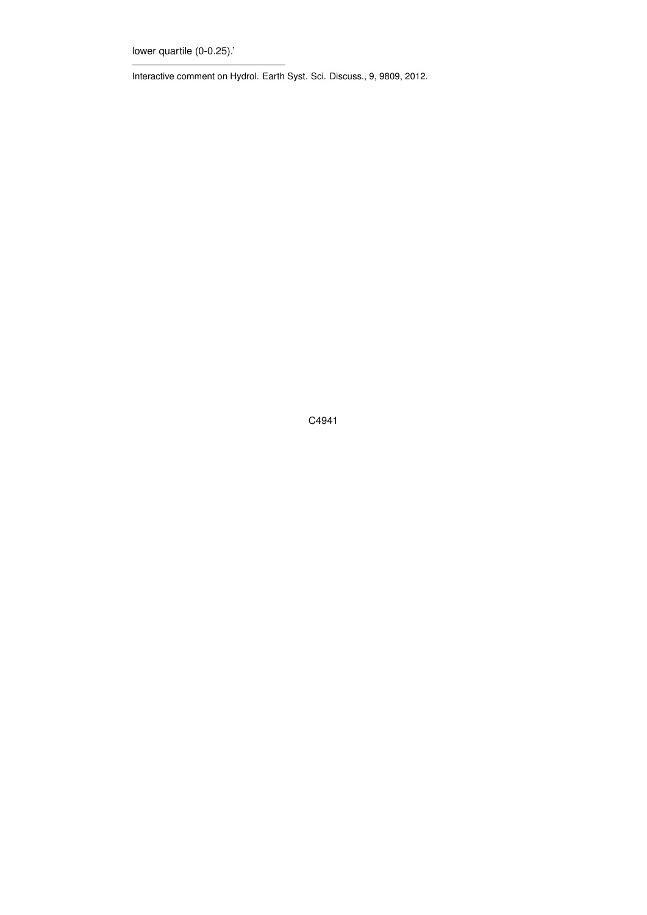lower quartile (0-0.25).'

---

Interactive comment on Hydrol. Earth Syst. Sci. Discuss., 9, 9809, 2012.